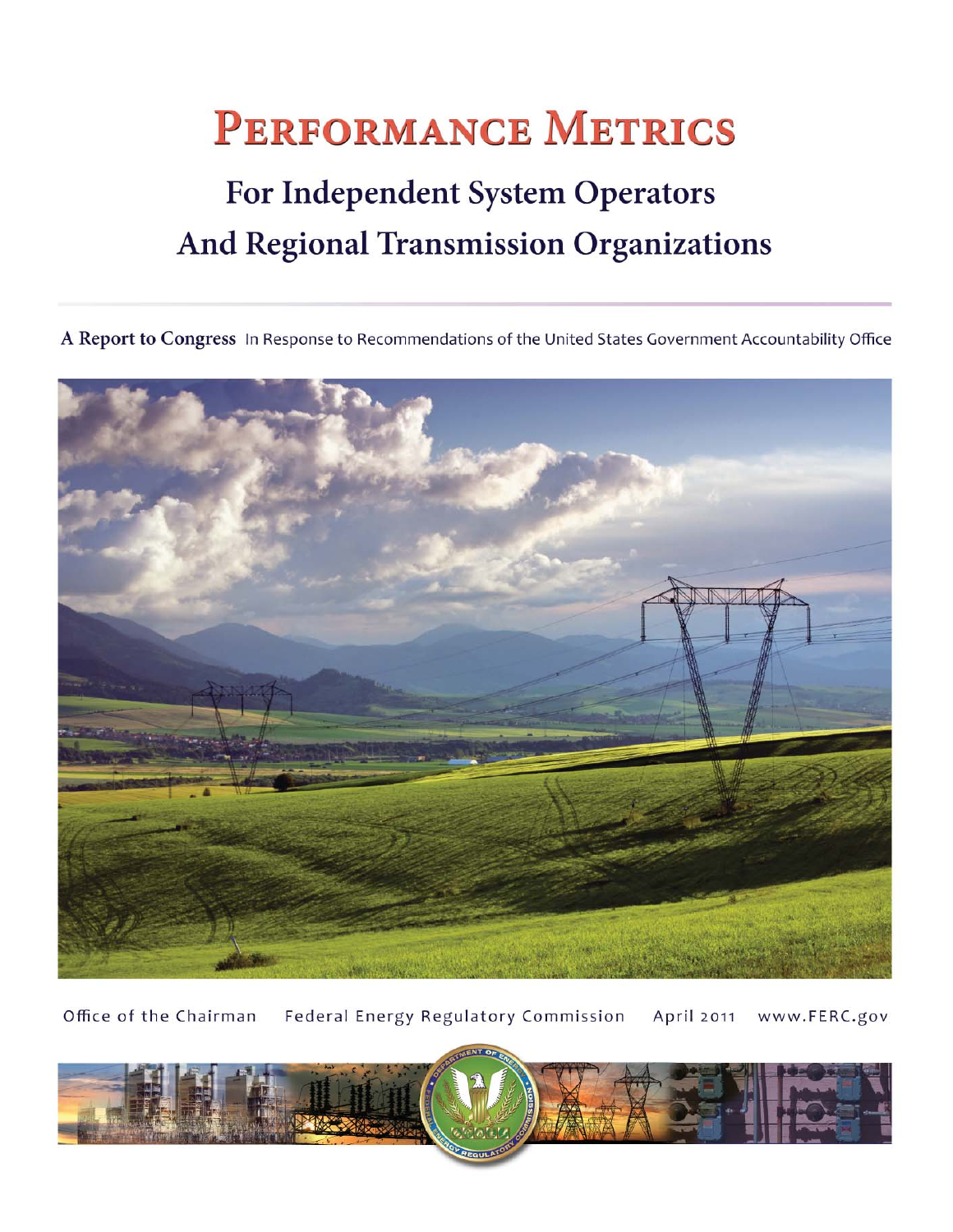# Performance Metrics

## For Independent System Operators And Regional Transmission Organizations

**A Report to Congress** In Response to Recommendations of the United States Government Accountability Office

Office of the Chairman   Federal Energy Regulatory Commission   April 2011   www.FERC.gov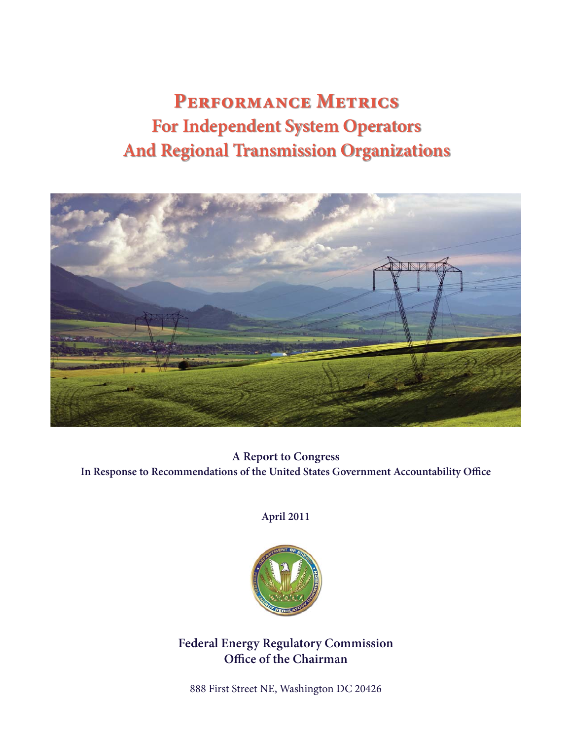# Performance Metrics
# For Independent System Operators And Regional Transmission Organizations

**A Report to Congress**
**In Response to Recommendations of the United States Government Accountability Office**

**April 2011**

**Federal Energy Regulatory Commission**
**Office of the Chairman**

888 First Street NE, Washington DC 20426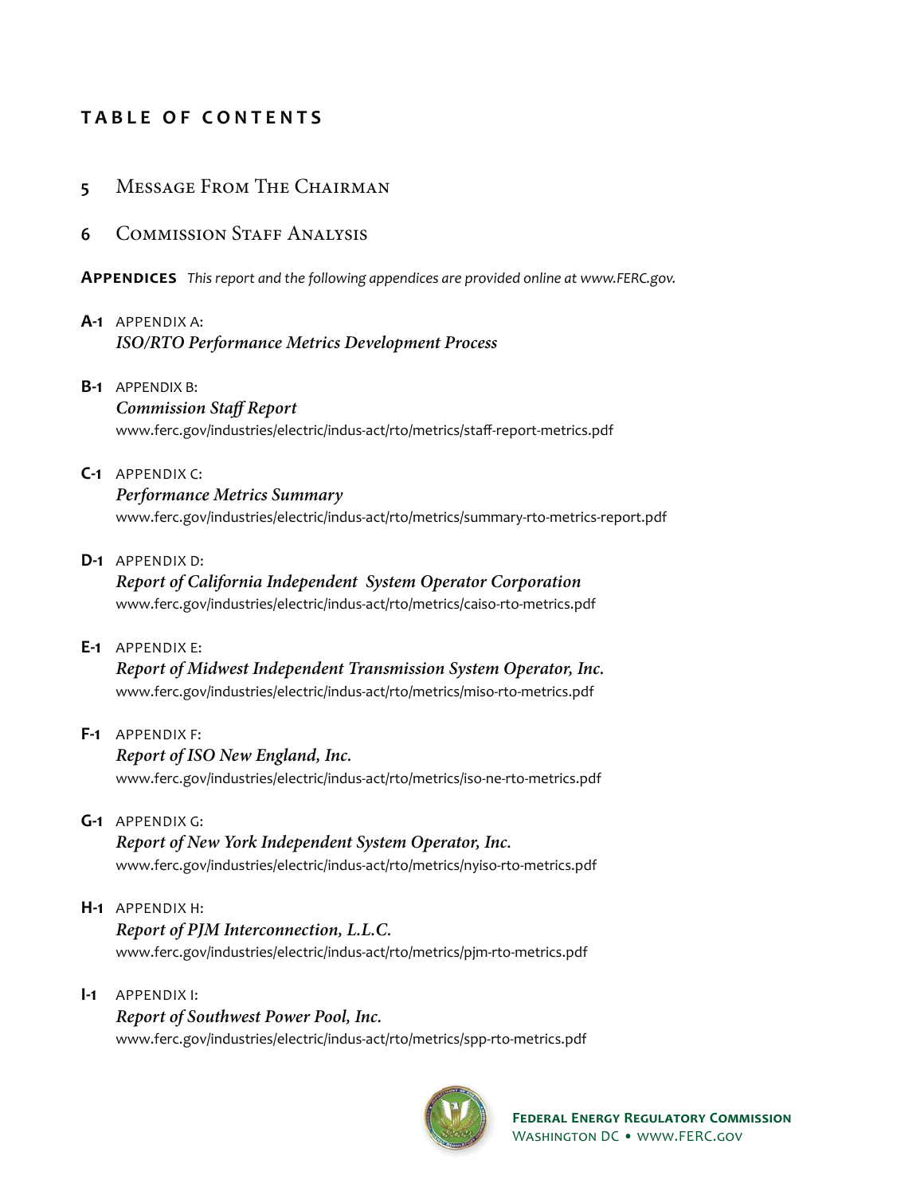## TABLE OF CONTENTS

5 Message From The Chairman

6 Commission Staff Analysis

**Appendices** *This report and the following appendices are provided online at www.FERC.gov.*

**A-1** APPENDIX A:
*ISO/RTO Performance Metrics Development Process*

**B-1** APPENDIX B:
*Commission Staff Report*
www.ferc.gov/industries/electric/indus-act/rto/metrics/staff-report-metrics.pdf

**C-1** APPENDIX C:
*Performance Metrics Summary*
www.ferc.gov/industries/electric/indus-act/rto/metrics/summary-rto-metrics-report.pdf

**D-1** APPENDIX D:
*Report of California Independent System Operator Corporation*
www.ferc.gov/industries/electric/indus-act/rto/metrics/caiso-rto-metrics.pdf

**E-1** APPENDIX E:
*Report of Midwest Independent Transmission System Operator, Inc.*
www.ferc.gov/industries/electric/indus-act/rto/metrics/miso-rto-metrics.pdf

**F-1** APPENDIX F:
*Report of ISO New England, Inc.*
www.ferc.gov/industries/electric/indus-act/rto/metrics/iso-ne-rto-metrics.pdf

**G-1** APPENDIX G:
*Report of New York Independent System Operator, Inc.*
www.ferc.gov/industries/electric/indus-act/rto/metrics/nyiso-rto-metrics.pdf

**H-1** APPENDIX H:
*Report of PJM Interconnection, L.L.C.*
www.ferc.gov/industries/electric/indus-act/rto/metrics/pjm-rto-metrics.pdf

**I-1** APPENDIX I:
*Report of Southwest Power Pool, Inc.*
www.ferc.gov/industries/electric/indus-act/rto/metrics/spp-rto-metrics.pdf

**Federal Energy Regulatory Commission**
Washington DC • www.FERC.gov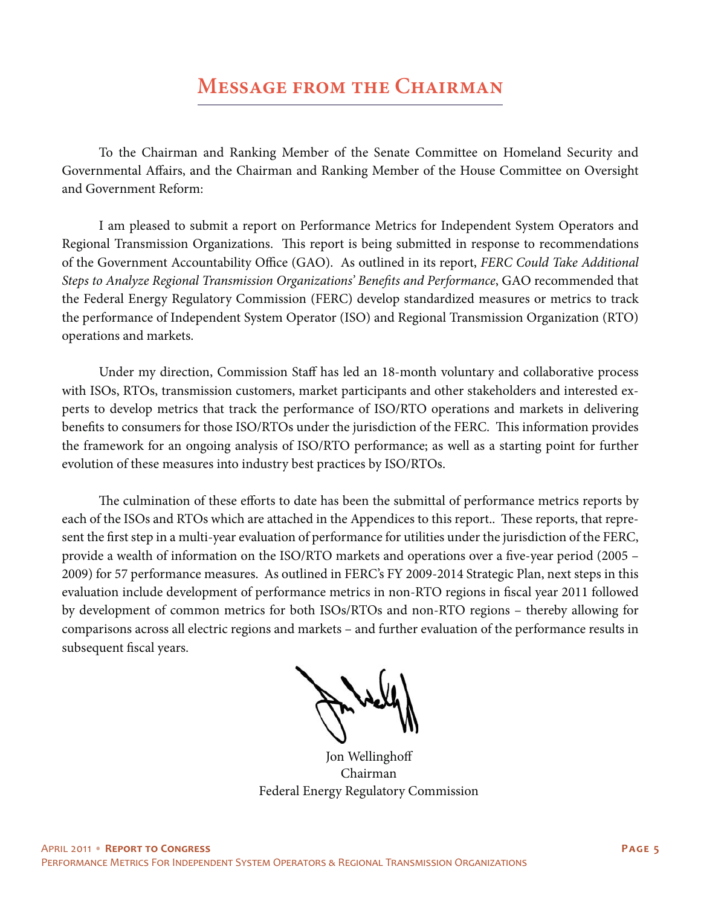# Message from the Chairman

To the Chairman and Ranking Member of the Senate Committee on Homeland Security and Governmental Affairs, and the Chairman and Ranking Member of the House Committee on Oversight and Government Reform:

I am pleased to submit a report on Performance Metrics for Independent System Operators and Regional Transmission Organizations. This report is being submitted in response to recommendations of the Government Accountability Office (GAO). As outlined in its report, *FERC Could Take Additional Steps to Analyze Regional Transmission Organizations' Benefits and Performance*, GAO recommended that the Federal Energy Regulatory Commission (FERC) develop standardized measures or metrics to track the performance of Independent System Operator (ISO) and Regional Transmission Organization (RTO) operations and markets.

Under my direction, Commission Staff has led an 18-month voluntary and collaborative process with ISOs, RTOs, transmission customers, market participants and other stakeholders and interested experts to develop metrics that track the performance of ISO/RTO operations and markets in delivering benefits to consumers for those ISO/RTOs under the jurisdiction of the FERC. This information provides the framework for an ongoing analysis of ISO/RTO performance; as well as a starting point for further evolution of these measures into industry best practices by ISO/RTOs.

The culmination of these efforts to date has been the submittal of performance metrics reports by each of the ISOs and RTOs which are attached in the Appendices to this report.. These reports, that represent the first step in a multi-year evaluation of performance for utilities under the jurisdiction of the FERC, provide a wealth of information on the ISO/RTO markets and operations over a five-year period (2005 – 2009) for 57 performance measures. As outlined in FERC's FY 2009-2014 Strategic Plan, next steps in this evaluation include development of performance metrics in non-RTO regions in fiscal year 2011 followed by development of common metrics for both ISOs/RTOs and non-RTO regions – thereby allowing for comparisons across all electric regions and markets – and further evaluation of the performance results in subsequent fiscal years.

Jon Wellinghoff
Chairman
Federal Energy Regulatory Commission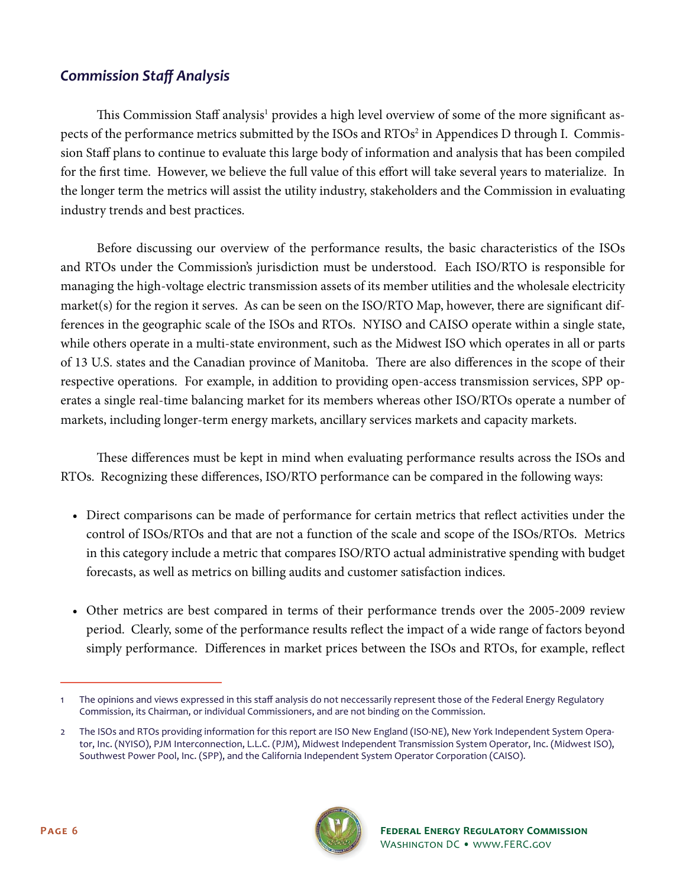## *Commission Staff Analysis*

This Commission Staff analysis[1] provides a high level overview of some of the more significant aspects of the performance metrics submitted by the ISOs and RTOs[2] in Appendices D through I. Commission Staff plans to continue to evaluate this large body of information and analysis that has been compiled for the first time. However, we believe the full value of this effort will take several years to materialize. In the longer term the metrics will assist the utility industry, stakeholders and the Commission in evaluating industry trends and best practices.

Before discussing our overview of the performance results, the basic characteristics of the ISOs and RTOs under the Commission's jurisdiction must be understood. Each ISO/RTO is responsible for managing the high-voltage electric transmission assets of its member utilities and the wholesale electricity market(s) for the region it serves. As can be seen on the ISO/RTO Map, however, there are significant differences in the geographic scale of the ISOs and RTOs. NYISO and CAISO operate within a single state, while others operate in a multi-state environment, such as the Midwest ISO which operates in all or parts of 13 U.S. states and the Canadian province of Manitoba. There are also differences in the scope of their respective operations. For example, in addition to providing open-access transmission services, SPP operates a single real-time balancing market for its members whereas other ISO/RTOs operate a number of markets, including longer-term energy markets, ancillary services markets and capacity markets.

These differences must be kept in mind when evaluating performance results across the ISOs and RTOs. Recognizing these differences, ISO/RTO performance can be compared in the following ways:

- Direct comparisons can be made of performance for certain metrics that reflect activities under the control of ISOs/RTOs and that are not a function of the scale and scope of the ISOs/RTOs. Metrics in this category include a metric that compares ISO/RTO actual administrative spending with budget forecasts, as well as metrics on billing audits and customer satisfaction indices.

- Other metrics are best compared in terms of their performance trends over the 2005-2009 review period. Clearly, some of the performance results reflect the impact of a wide range of factors beyond simply performance. Differences in market prices between the ISOs and RTOs, for example, reflect

---

1 The opinions and views expressed in this staff analysis do not neccessarily represent those of the Federal Energy Regulatory Commission, its Chairman, or individual Commissioners, and are not binding on the Commission.

2 The ISOs and RTOs providing information for this report are ISO New England (ISO-NE), New York Independent System Operator, Inc. (NYISO), PJM Interconnection, L.L.C. (PJM), Midwest Independent Transmission System Operator, Inc. (Midwest ISO), Southwest Power Pool, Inc. (SPP), and the California Independent System Operator Corporation (CAISO).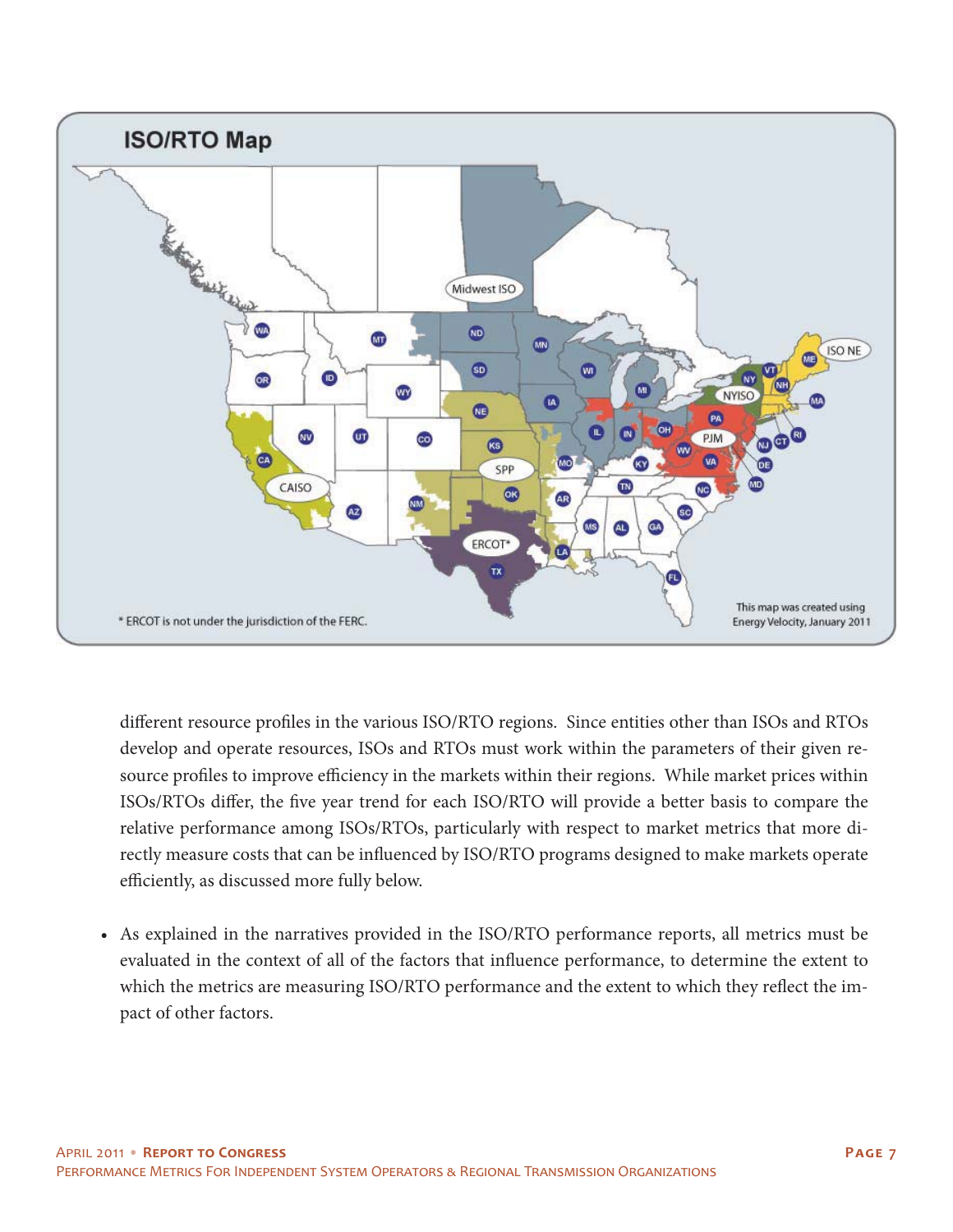## ISO/RTO Map

\* ERCOT is not under the jurisdiction of the FERC.

This map was created using Energy Velocity, January 2011

different resource profiles in the various ISO/RTO regions. Since entities other than ISOs and RTOs develop and operate resources, ISOs and RTOs must work within the parameters of their given resource profiles to improve efficiency in the markets within their regions. While market prices within ISOs/RTOs differ, the five year trend for each ISO/RTO will provide a better basis to compare the relative performance among ISOs/RTOs, particularly with respect to market metrics that more directly measure costs that can be influenced by ISO/RTO programs designed to make markets operate efficiently, as discussed more fully below.

- As explained in the narratives provided in the ISO/RTO performance reports, all metrics must be evaluated in the context of all of the factors that influence performance, to determine the extent to which the metrics are measuring ISO/RTO performance and the extent to which they reflect the impact of other factors.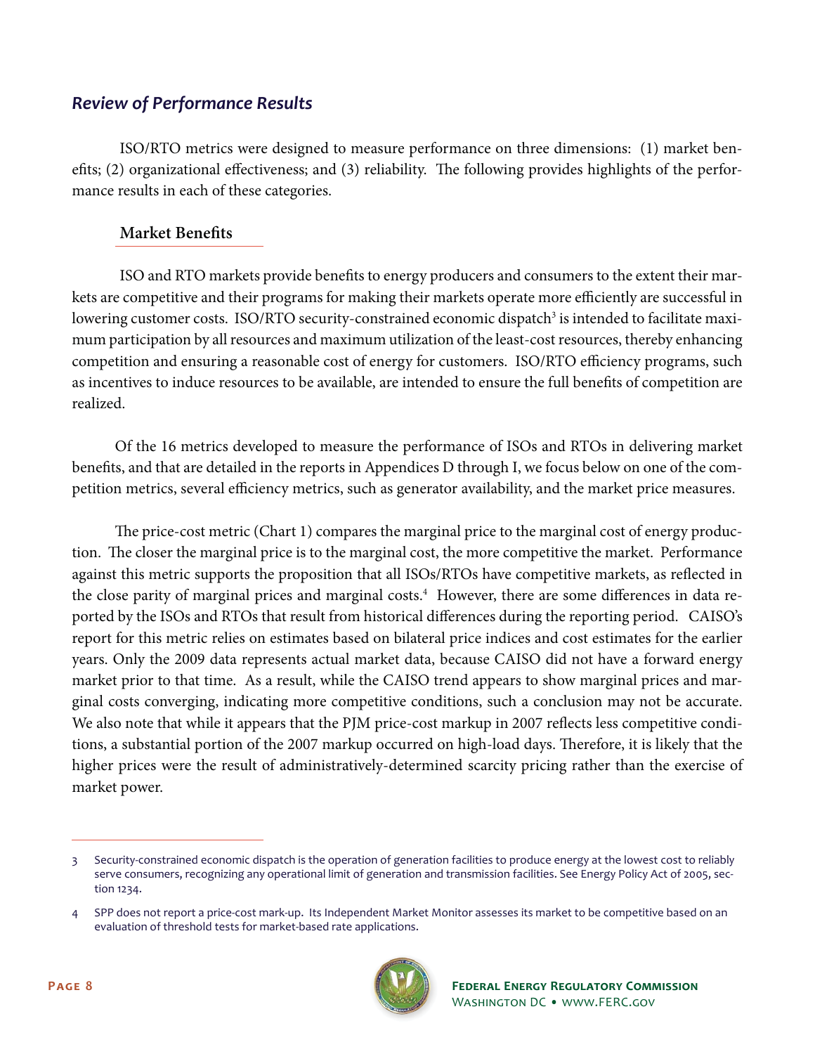## *Review of Performance Results*

ISO/RTO metrics were designed to measure performance on three dimensions: (1) market benefits; (2) organizational effectiveness; and (3) reliability. The following provides highlights of the performance results in each of these categories.

### Market Benefits

ISO and RTO markets provide benefits to energy producers and consumers to the extent their markets are competitive and their programs for making their markets operate more efficiently are successful in lowering customer costs. ISO/RTO security-constrained economic dispatch[3] is intended to facilitate maximum participation by all resources and maximum utilization of the least-cost resources, thereby enhancing competition and ensuring a reasonable cost of energy for customers. ISO/RTO efficiency programs, such as incentives to induce resources to be available, are intended to ensure the full benefits of competition are realized.

Of the 16 metrics developed to measure the performance of ISOs and RTOs in delivering market benefits, and that are detailed in the reports in Appendices D through I, we focus below on one of the competition metrics, several efficiency metrics, such as generator availability, and the market price measures.

The price-cost metric (Chart 1) compares the marginal price to the marginal cost of energy production. The closer the marginal price is to the marginal cost, the more competitive the market. Performance against this metric supports the proposition that all ISOs/RTOs have competitive markets, as reflected in the close parity of marginal prices and marginal costs.[4] However, there are some differences in data reported by the ISOs and RTOs that result from historical differences during the reporting period. CAISO's report for this metric relies on estimates based on bilateral price indices and cost estimates for the earlier years. Only the 2009 data represents actual market data, because CAISO did not have a forward energy market prior to that time. As a result, while the CAISO trend appears to show marginal prices and marginal costs converging, indicating more competitive conditions, such a conclusion may not be accurate. We also note that while it appears that the PJM price-cost markup in 2007 reflects less competitive conditions, a substantial portion of the 2007 markup occurred on high-load days. Therefore, it is likely that the higher prices were the result of administratively-determined scarcity pricing rather than the exercise of market power.

---

3 Security-constrained economic dispatch is the operation of generation facilities to produce energy at the lowest cost to reliably serve consumers, recognizing any operational limit of generation and transmission facilities. See Energy Policy Act of 2005, section 1234.

4 SPP does not report a price-cost mark-up. Its Independent Market Monitor assesses its market to be competitive based on an evaluation of threshold tests for market-based rate applications.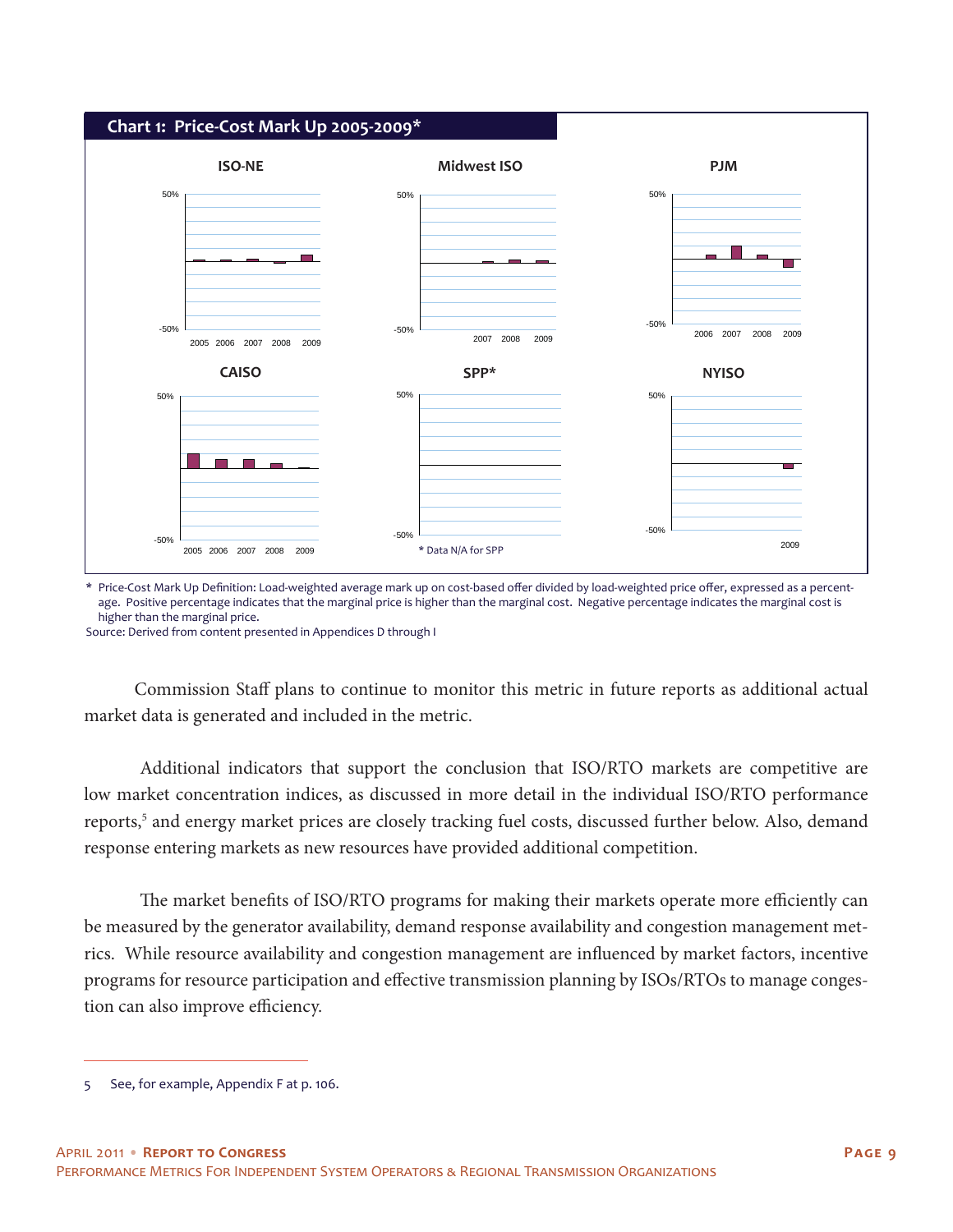**Chart 1: Price-Cost Mark Up 2005-2009***

ISO-NE | Midwest ISO | PJM

CAISO | SPP* | NYISO

* Data N/A for SPP

\* Price-Cost Mark Up Definition: Load-weighted average mark up on cost-based offer divided by load-weighted price offer, expressed as a percentage. Positive percentage indicates that the marginal price is higher than the marginal cost. Negative percentage indicates the marginal cost is higher than the marginal price.

Source: Derived from content presented in Appendices D through I

Commission Staff plans to continue to monitor this metric in future reports as additional actual market data is generated and included in the metric.

Additional indicators that support the conclusion that ISO/RTO markets are competitive are low market concentration indices, as discussed in more detail in the individual ISO/RTO performance reports,[5] and energy market prices are closely tracking fuel costs, discussed further below. Also, demand response entering markets as new resources have provided additional competition.

The market benefits of ISO/RTO programs for making their markets operate more efficiently can be measured by the generator availability, demand response availability and congestion management metrics. While resource availability and congestion management are influenced by market factors, incentive programs for resource participation and effective transmission planning by ISOs/RTOs to manage congestion can also improve efficiency.

---

5 See, for example, Appendix F at p. 106.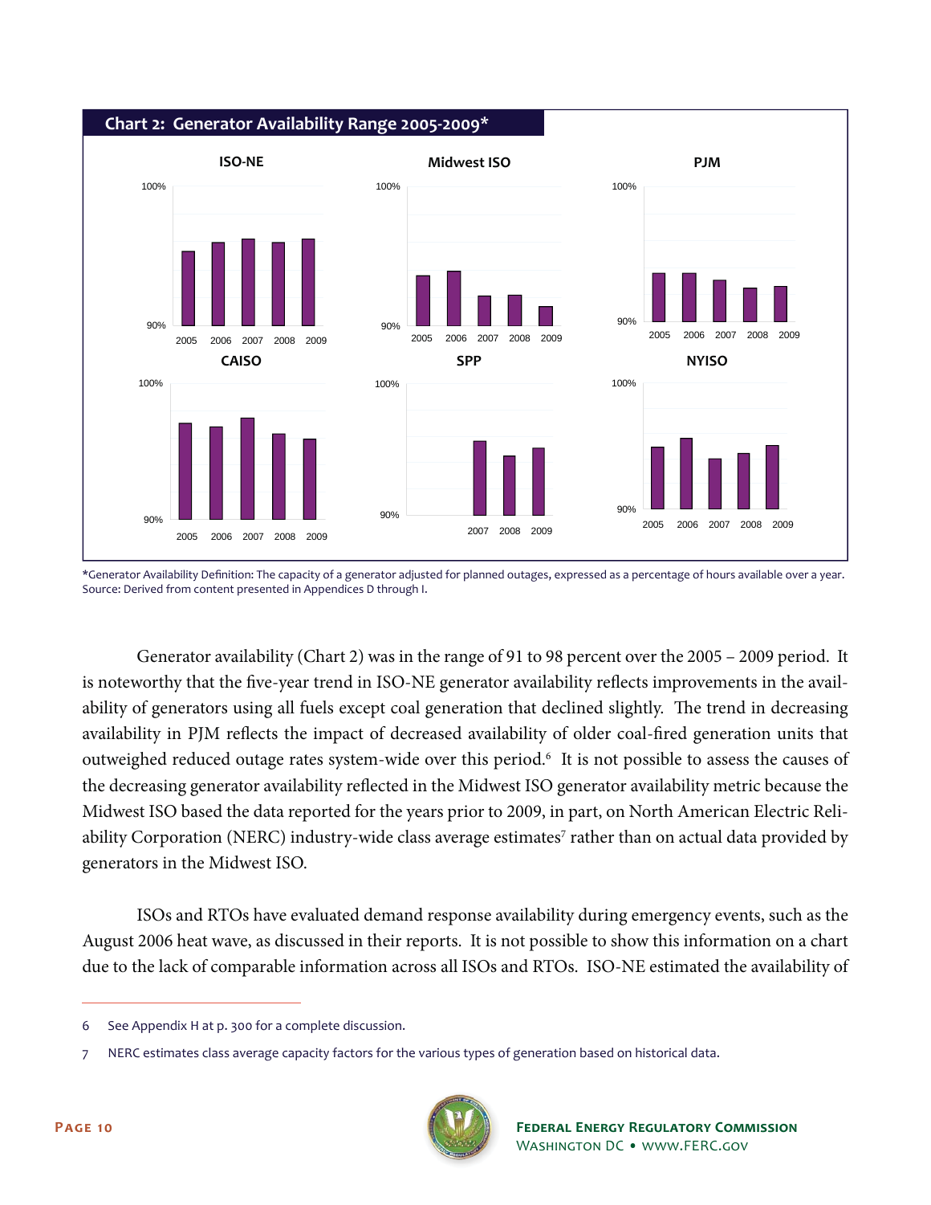**Chart 2: Generator Availability Range 2005-2009***

ISO-NE | Midwest ISO | PJM | CAISO | SPP | NYISO

*Generator Availability Definition: The capacity of a generator adjusted for planned outages, expressed as a percentage of hours available over a year.
Source: Derived from content presented in Appendices D through I.

Generator availability (Chart 2) was in the range of 91 to 98 percent over the 2005 – 2009 period. It is noteworthy that the five-year trend in ISO-NE generator availability reflects improvements in the availability of generators using all fuels except coal generation that declined slightly. The trend in decreasing availability in PJM reflects the impact of decreased availability of older coal-fired generation units that outweighed reduced outage rates system-wide over this period.[6] It is not possible to assess the causes of the decreasing generator availability reflected in the Midwest ISO generator availability metric because the Midwest ISO based the data reported for the years prior to 2009, in part, on North American Electric Reliability Corporation (NERC) industry-wide class average estimates[7] rather than on actual data provided by generators in the Midwest ISO.

ISOs and RTOs have evaluated demand response availability during emergency events, such as the August 2006 heat wave, as discussed in their reports. It is not possible to show this information on a chart due to the lack of comparable information across all ISOs and RTOs. ISO-NE estimated the availability of

---

6 See Appendix H at p. 300 for a complete discussion.

7 NERC estimates class average capacity factors for the various types of generation based on historical data.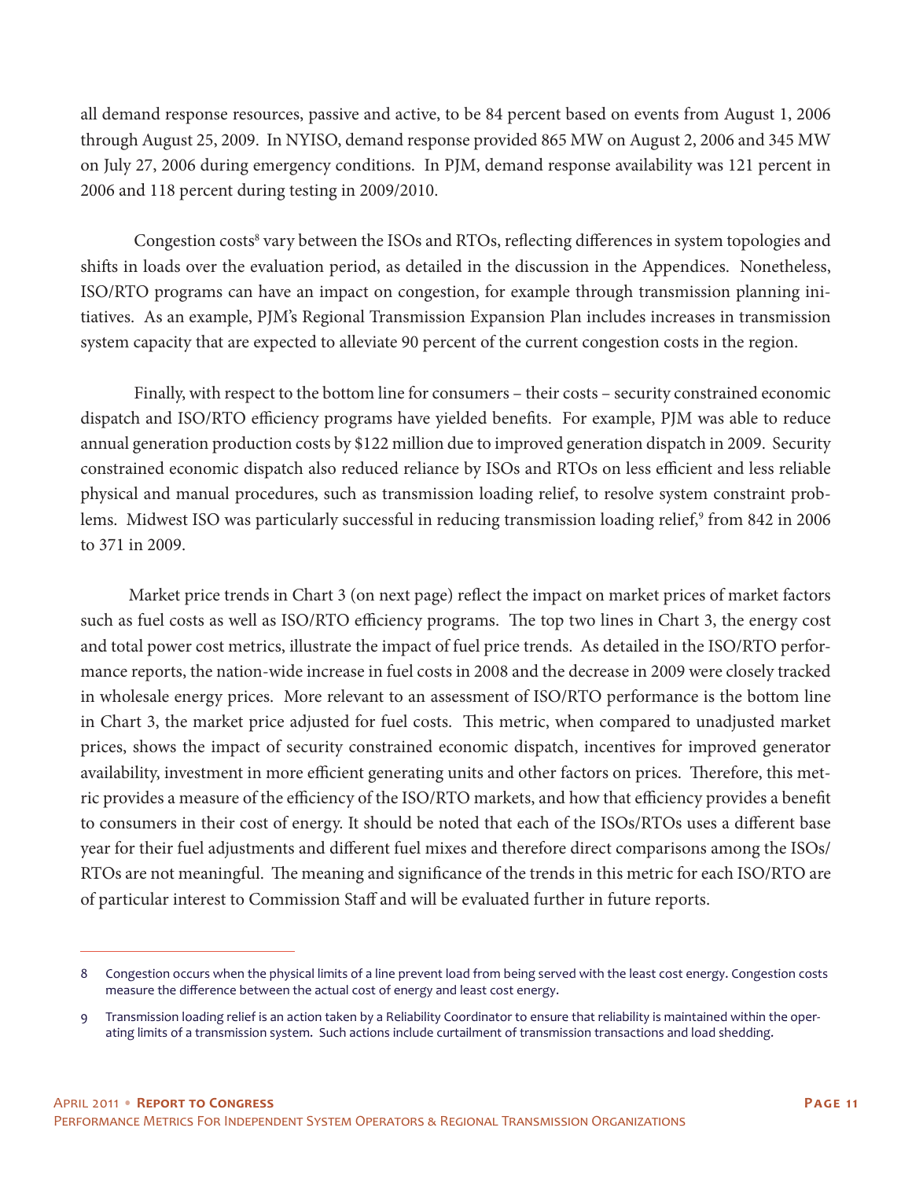all demand response resources, passive and active, to be 84 percent based on events from August 1, 2006 through August 25, 2009. In NYISO, demand response provided 865 MW on August 2, 2006 and 345 MW on July 27, 2006 during emergency conditions. In PJM, demand response availability was 121 percent in 2006 and 118 percent during testing in 2009/2010.

Congestion costs[8] vary between the ISOs and RTOs, reflecting differences in system topologies and shifts in loads over the evaluation period, as detailed in the discussion in the Appendices. Nonetheless, ISO/RTO programs can have an impact on congestion, for example through transmission planning initiatives. As an example, PJM's Regional Transmission Expansion Plan includes increases in transmission system capacity that are expected to alleviate 90 percent of the current congestion costs in the region.

Finally, with respect to the bottom line for consumers – their costs – security constrained economic dispatch and ISO/RTO efficiency programs have yielded benefits. For example, PJM was able to reduce annual generation production costs by $122 million due to improved generation dispatch in 2009. Security constrained economic dispatch also reduced reliance by ISOs and RTOs on less efficient and less reliable physical and manual procedures, such as transmission loading relief, to resolve system constraint problems. Midwest ISO was particularly successful in reducing transmission loading relief,[9] from 842 in 2006 to 371 in 2009.

Market price trends in Chart 3 (on next page) reflect the impact on market prices of market factors such as fuel costs as well as ISO/RTO efficiency programs. The top two lines in Chart 3, the energy cost and total power cost metrics, illustrate the impact of fuel price trends. As detailed in the ISO/RTO performance reports, the nation-wide increase in fuel costs in 2008 and the decrease in 2009 were closely tracked in wholesale energy prices. More relevant to an assessment of ISO/RTO performance is the bottom line in Chart 3, the market price adjusted for fuel costs. This metric, when compared to unadjusted market prices, shows the impact of security constrained economic dispatch, incentives for improved generator availability, investment in more efficient generating units and other factors on prices. Therefore, this metric provides a measure of the efficiency of the ISO/RTO markets, and how that efficiency provides a benefit to consumers in their cost of energy. It should be noted that each of the ISOs/RTOs uses a different base year for their fuel adjustments and different fuel mixes and therefore direct comparisons among the ISOs/RTOs are not meaningful. The meaning and significance of the trends in this metric for each ISO/RTO are of particular interest to Commission Staff and will be evaluated further in future reports.

---

8 Congestion occurs when the physical limits of a line prevent load from being served with the least cost energy. Congestion costs measure the difference between the actual cost of energy and least cost energy.

9 Transmission loading relief is an action taken by a Reliability Coordinator to ensure that reliability is maintained within the operating limits of a transmission system. Such actions include curtailment of transmission transactions and load shedding.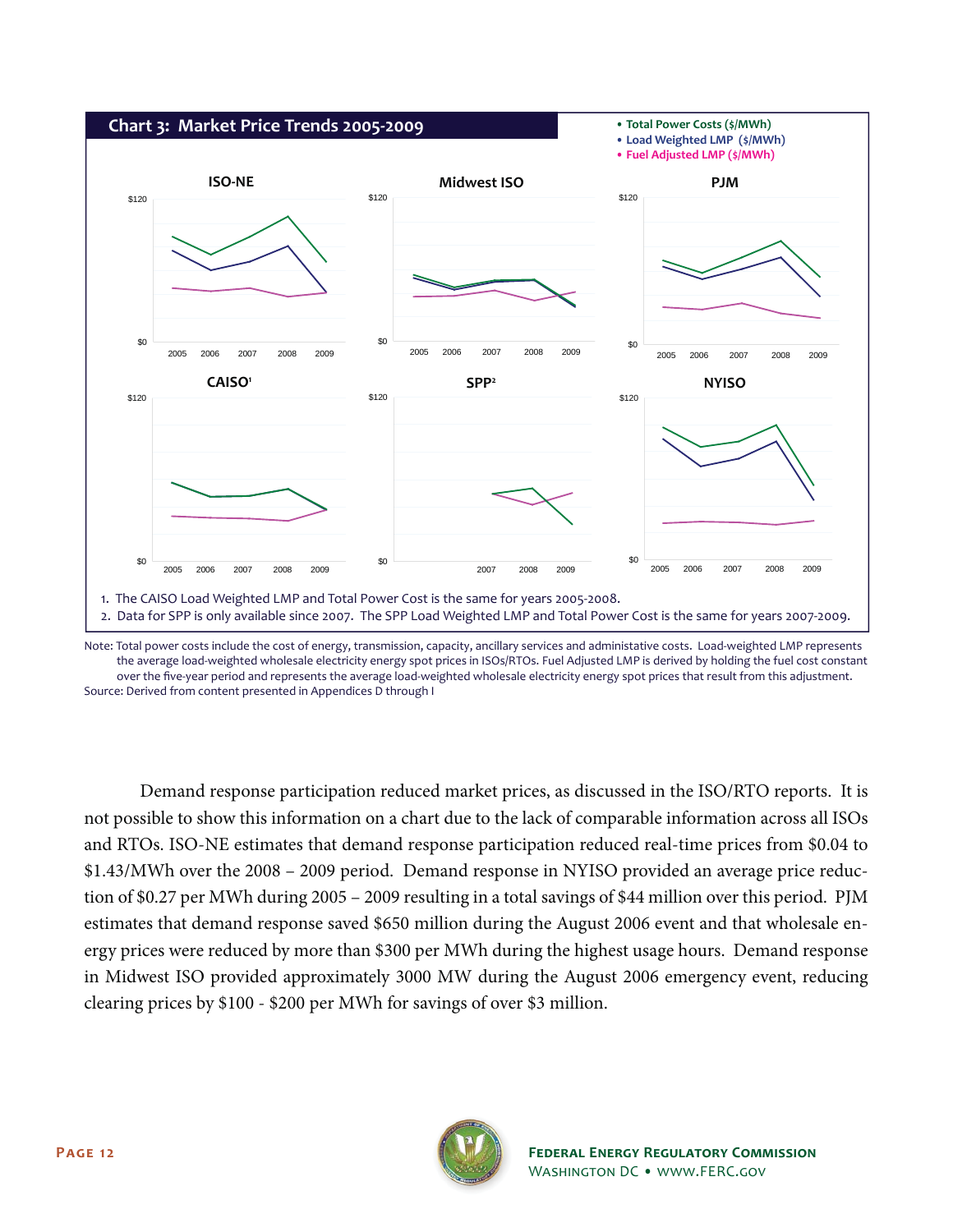**Chart 3: Market Price Trends 2005-2009**

- Total Power Costs ($/MWh)
- Load Weighted LMP ($/MWh)
- Fuel Adjusted LMP ($/MWh)

ISO-NE · Midwest ISO · PJM · CAISO[1] · SPP[2] · NYISO

1. The CAISO Load Weighted LMP and Total Power Cost is the same for years 2005-2008.
2. Data for SPP is only available since 2007. The SPP Load Weighted LMP and Total Power Cost is the same for years 2007-2009.

Note: Total power costs include the cost of energy, transmission, capacity, ancillary services and administative costs. Load-weighted LMP represents the average load-weighted wholesale electricity energy spot prices in ISOs/RTOs. Fuel Adjusted LMP is derived by holding the fuel cost constant over the five-year period and represents the average load-weighted wholesale electricity energy spot prices that result from this adjustment.
Source: Derived from content presented in Appendices D through I

Demand response participation reduced market prices, as discussed in the ISO/RTO reports. It is not possible to show this information on a chart due to the lack of comparable information across all ISOs and RTOs. ISO-NE estimates that demand response participation reduced real-time prices from $0.04 to $1.43/MWh over the 2008 – 2009 period. Demand response in NYISO provided an average price reduction of $0.27 per MWh during 2005 – 2009 resulting in a total savings of $44 million over this period. PJM estimates that demand response saved $650 million during the August 2006 event and that wholesale energy prices were reduced by more than $300 per MWh during the highest usage hours. Demand response in Midwest ISO provided approximately 3000 MW during the August 2006 emergency event, reducing clearing prices by $100 - $200 per MWh for savings of over $3 million.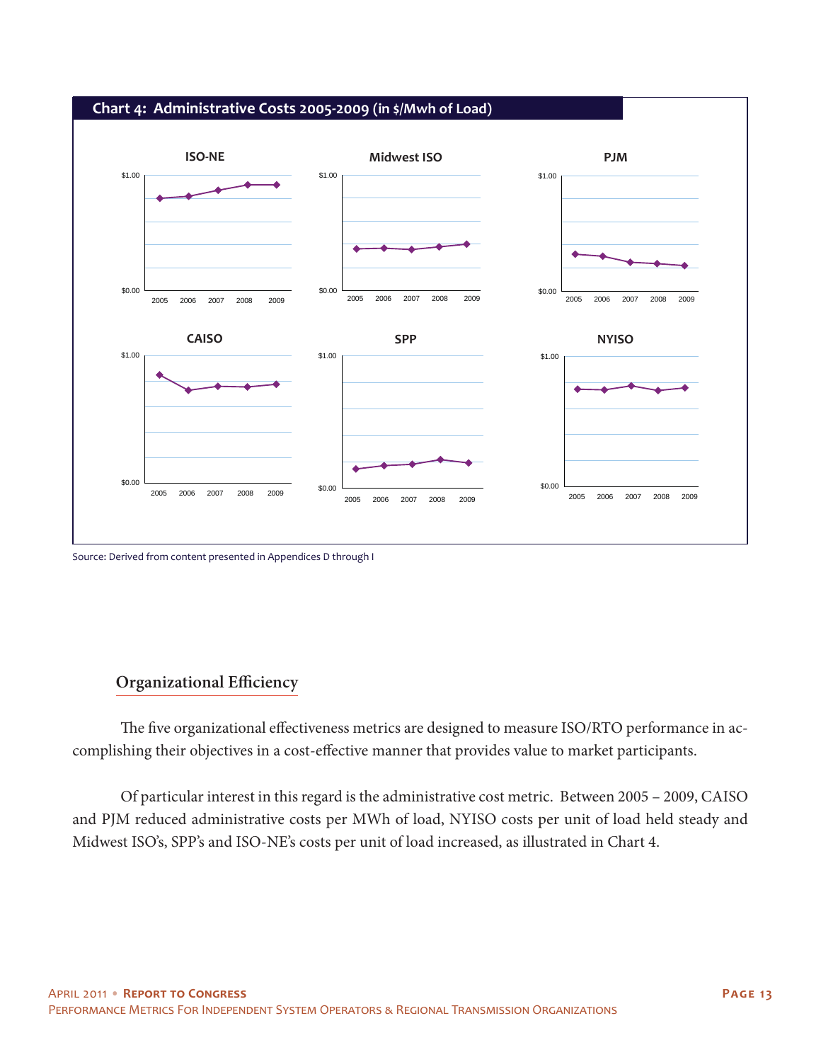**Chart 4: Administrative Costs 2005-2009 (in $/Mwh of Load)**

ISO-NE

Midwest ISO

PJM

CAISO

SPP

NYISO

Source: Derived from content presented in Appendices D through I

## Organizational Efficiency

The five organizational effectiveness metrics are designed to measure ISO/RTO performance in accomplishing their objectives in a cost-effective manner that provides value to market participants.

Of particular interest in this regard is the administrative cost metric. Between 2005 – 2009, CAISO and PJM reduced administrative costs per MWh of load, NYISO costs per unit of load held steady and Midwest ISO's, SPP's and ISO-NE's costs per unit of load increased, as illustrated in Chart 4.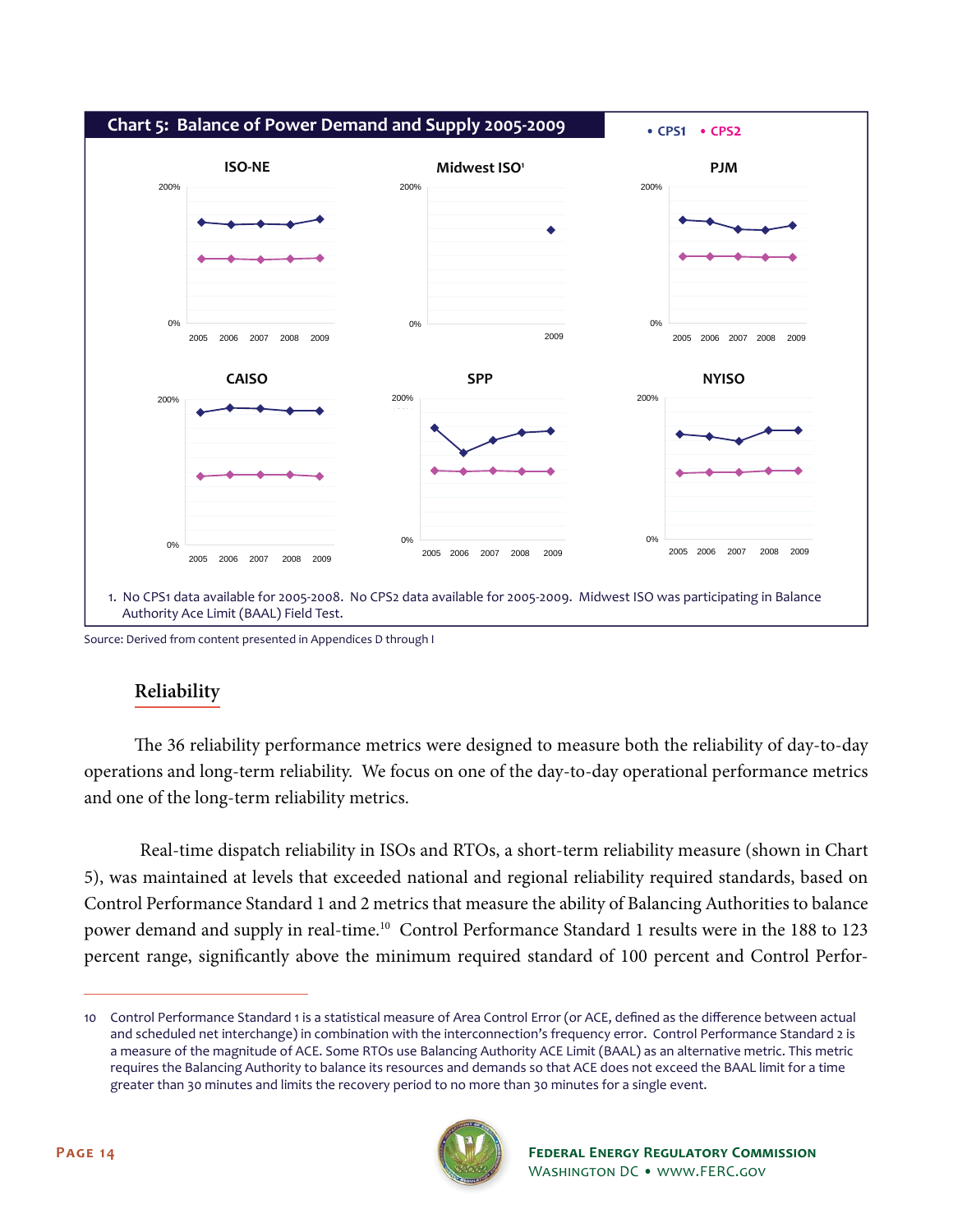**Chart 5: Balance of Power Demand and Supply 2005-2009**

• CPS1 • CPS2

ISO-NE | Midwest ISO[1] | PJM

CAISO | SPP | NYISO

1. No CPS1 data available for 2005-2008. No CPS2 data available for 2005-2009. Midwest ISO was participating in Balance Authority Ace Limit (BAAL) Field Test.

Source: Derived from content presented in Appendices D through I

## Reliability

The 36 reliability performance metrics were designed to measure both the reliability of day-to-day operations and long-term reliability. We focus on one of the day-to-day operational performance metrics and one of the long-term reliability metrics.

Real-time dispatch reliability in ISOs and RTOs, a short-term reliability measure (shown in Chart 5), was maintained at levels that exceeded national and regional reliability required standards, based on Control Performance Standard 1 and 2 metrics that measure the ability of Balancing Authorities to balance power demand and supply in real-time.[10] Control Performance Standard 1 results were in the 188 to 123 percent range, significantly above the minimum required standard of 100 percent and Control Perfor-

[10] Control Performance Standard 1 is a statistical measure of Area Control Error (or ACE, defined as the difference between actual and scheduled net interchange) in combination with the interconnection's frequency error. Control Performance Standard 2 is a measure of the magnitude of ACE. Some RTOs use Balancing Authority ACE Limit (BAAL) as an alternative metric. This metric requires the Balancing Authority to balance its resources and demands so that ACE does not exceed the BAAL limit for a time greater than 30 minutes and limits the recovery period to no more than 30 minutes for a single event.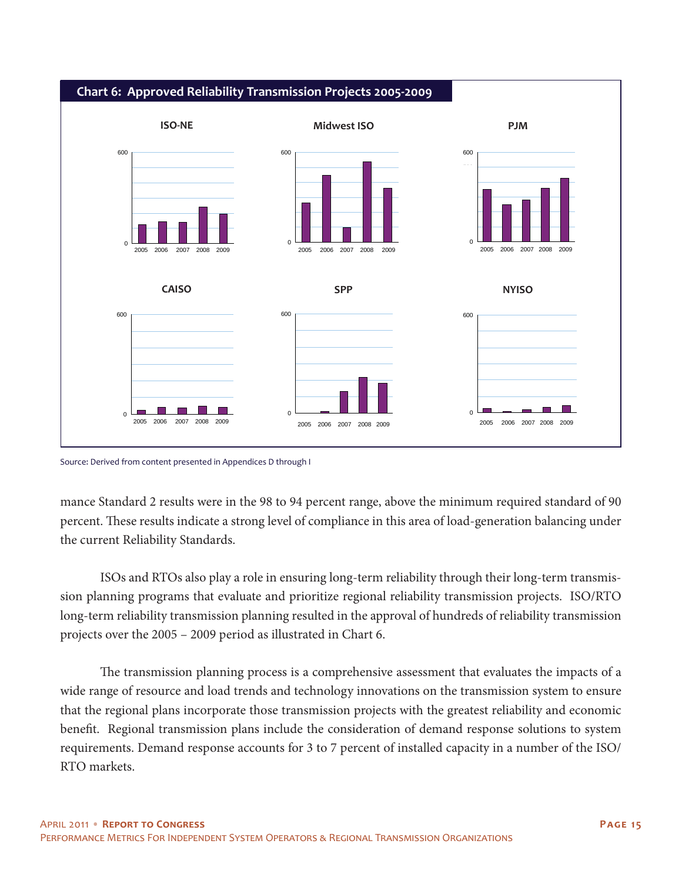**Chart 6: Approved Reliability Transmission Projects 2005-2009**

Source: Derived from content presented in Appendices D through I

mance Standard 2 results were in the 98 to 94 percent range, above the minimum required standard of 90 percent. These results indicate a strong level of compliance in this area of load-generation balancing under the current Reliability Standards.

ISOs and RTOs also play a role in ensuring long-term reliability through their long-term transmission planning programs that evaluate and prioritize regional reliability transmission projects. ISO/RTO long-term reliability transmission planning resulted in the approval of hundreds of reliability transmission projects over the 2005 – 2009 period as illustrated in Chart 6.

The transmission planning process is a comprehensive assessment that evaluates the impacts of a wide range of resource and load trends and technology innovations on the transmission system to ensure that the regional plans incorporate those transmission projects with the greatest reliability and economic benefit. Regional transmission plans include the consideration of demand response solutions to system requirements. Demand response accounts for 3 to 7 percent of installed capacity in a number of the ISO/RTO markets.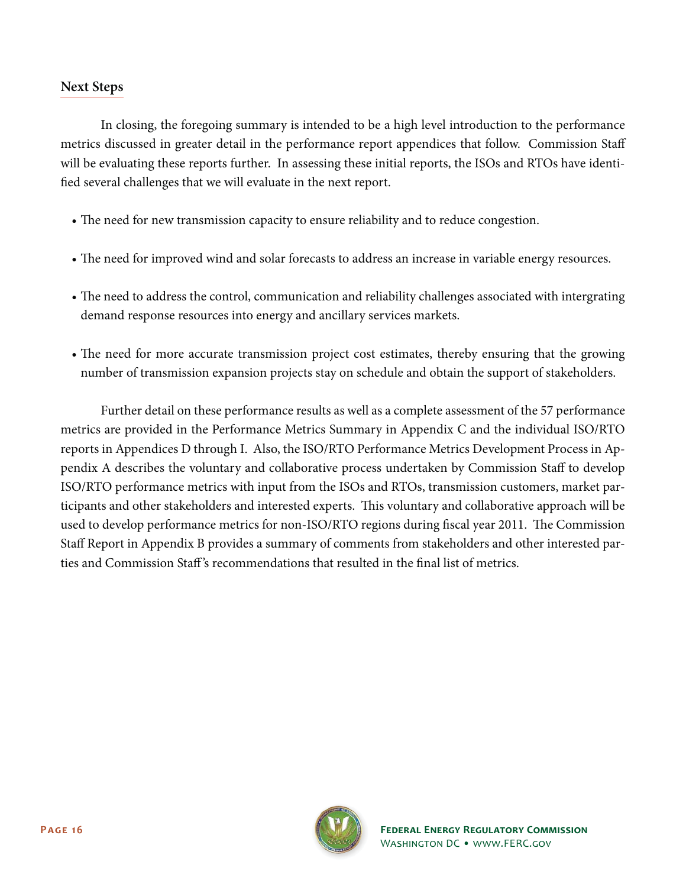## Next Steps

In closing, the foregoing summary is intended to be a high level introduction to the performance metrics discussed in greater detail in the performance report appendices that follow. Commission Staff will be evaluating these reports further. In assessing these initial reports, the ISOs and RTOs have identified several challenges that we will evaluate in the next report.

- The need for new transmission capacity to ensure reliability and to reduce congestion.
- The need for improved wind and solar forecasts to address an increase in variable energy resources.
- The need to address the control, communication and reliability challenges associated with intergrating demand response resources into energy and ancillary services markets.
- The need for more accurate transmission project cost estimates, thereby ensuring that the growing number of transmission expansion projects stay on schedule and obtain the support of stakeholders.

Further detail on these performance results as well as a complete assessment of the 57 performance metrics are provided in the Performance Metrics Summary in Appendix C and the individual ISO/RTO reports in Appendices D through I. Also, the ISO/RTO Performance Metrics Development Process in Appendix A describes the voluntary and collaborative process undertaken by Commission Staff to develop ISO/RTO performance metrics with input from the ISOs and RTOs, transmission customers, market participants and other stakeholders and interested experts. This voluntary and collaborative approach will be used to develop performance metrics for non-ISO/RTO regions during fiscal year 2011. The Commission Staff Report in Appendix B provides a summary of comments from stakeholders and other interested parties and Commission Staff's recommendations that resulted in the final list of metrics.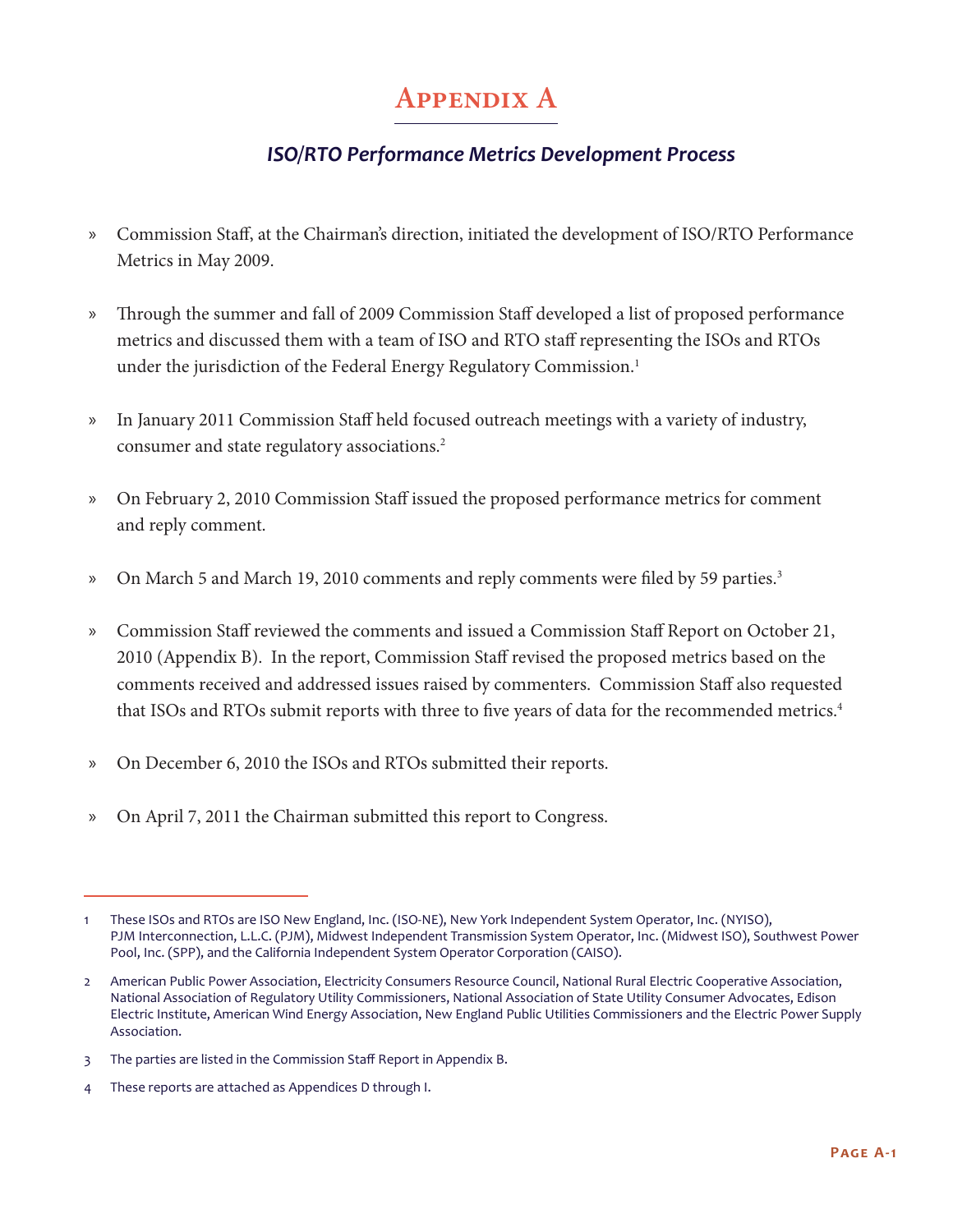# Appendix A

## *ISO/RTO Performance Metrics Development Process*

- Commission Staff, at the Chairman's direction, initiated the development of ISO/RTO Performance Metrics in May 2009.

- Through the summer and fall of 2009 Commission Staff developed a list of proposed performance metrics and discussed them with a team of ISO and RTO staff representing the ISOs and RTOs under the jurisdiction of the Federal Energy Regulatory Commission.[1]

- In January 2011 Commission Staff held focused outreach meetings with a variety of industry, consumer and state regulatory associations.[2]

- On February 2, 2010 Commission Staff issued the proposed performance metrics for comment and reply comment.

- On March 5 and March 19, 2010 comments and reply comments were filed by 59 parties.[3]

- Commission Staff reviewed the comments and issued a Commission Staff Report on October 21, 2010 (Appendix B). In the report, Commission Staff revised the proposed metrics based on the comments received and addressed issues raised by commenters. Commission Staff also requested that ISOs and RTOs submit reports with three to five years of data for the recommended metrics.[4]

- On December 6, 2010 the ISOs and RTOs submitted their reports.

- On April 7, 2011 the Chairman submitted this report to Congress.

---

1 These ISOs and RTOs are ISO New England, Inc. (ISO-NE), New York Independent System Operator, Inc. (NYISO), PJM Interconnection, L.L.C. (PJM), Midwest Independent Transmission System Operator, Inc. (Midwest ISO), Southwest Power Pool, Inc. (SPP), and the California Independent System Operator Corporation (CAISO).

2 American Public Power Association, Electricity Consumers Resource Council, National Rural Electric Cooperative Association, National Association of Regulatory Utility Commissioners, National Association of State Utility Consumer Advocates, Edison Electric Institute, American Wind Energy Association, New England Public Utilities Commissioners and the Electric Power Supply Association.

3 The parties are listed in the Commission Staff Report in Appendix B.

4 These reports are attached as Appendices D through I.